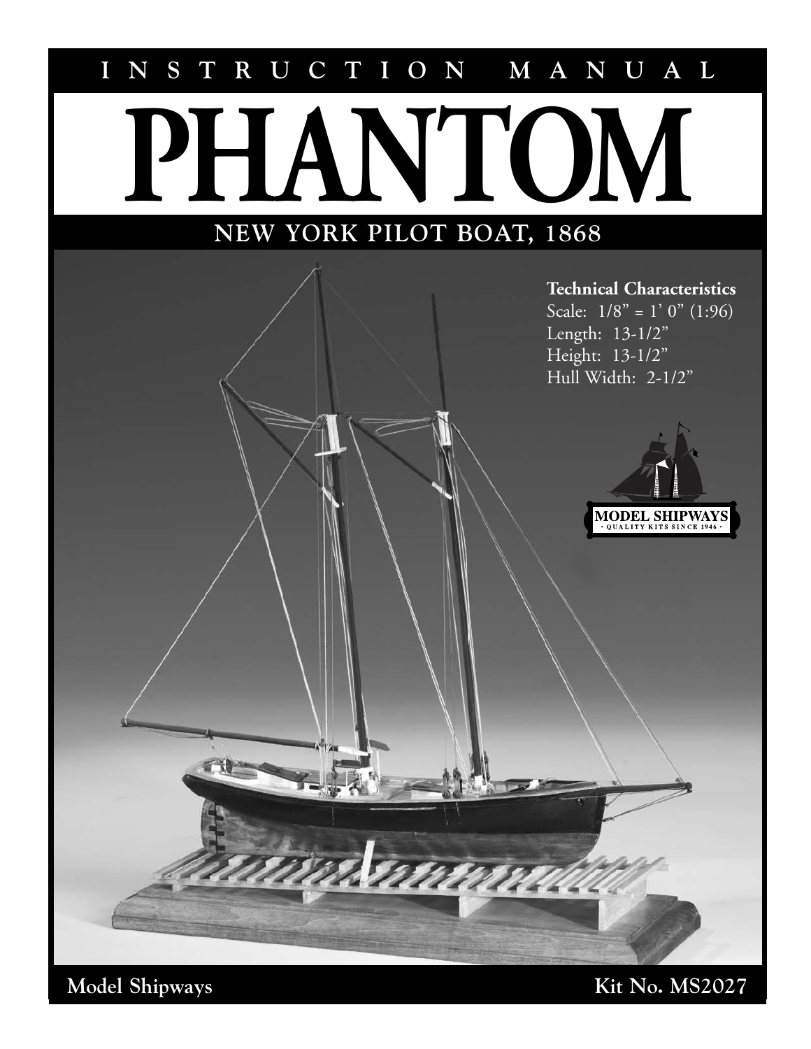# INSTRUCTION MANUAL

# PHANTOM

## NEW YORK PILOT BOAT, 1868

**Technical Characteristics**
Scale: 1/8" = 1' 0" (1:96)
Length: 13-1/2"
Height: 13-1/2"
Hull Width: 2-1/2"

MODEL SHIPWAYS
· QUALITY KITS SINCE 1946 ·

**Model Shipways** **Kit No. MS2027**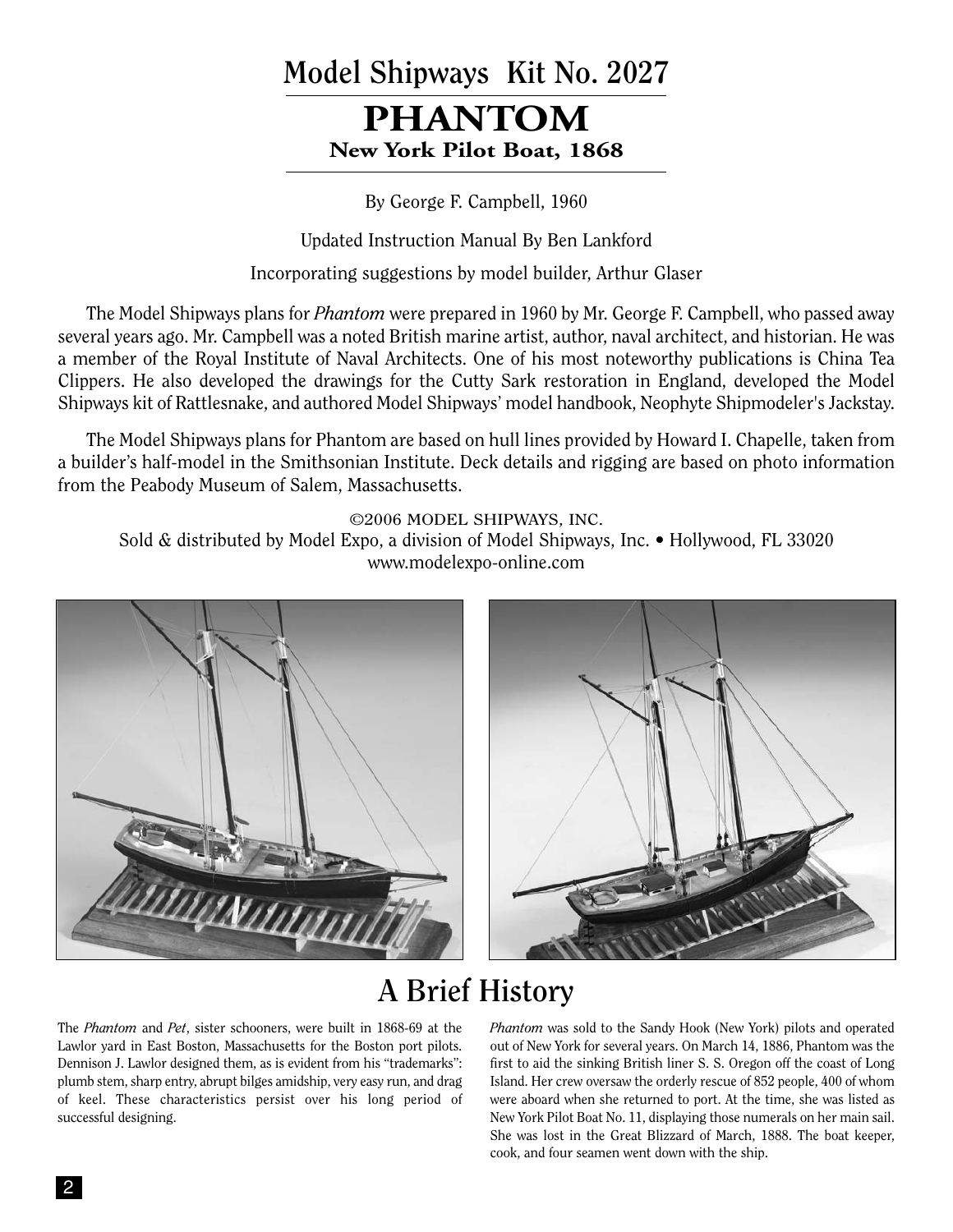# Model Shipways Kit No. 2027

# PHANTOM

## New York Pilot Boat, 1868

By George F. Campbell, 1960

Updated Instruction Manual By Ben Lankford

Incorporating suggestions by model builder, Arthur Glaser

The Model Shipways plans for *Phantom* were prepared in 1960 by Mr. George F. Campbell, who passed away several years ago. Mr. Campbell was a noted British marine artist, author, naval architect, and historian. He was a member of the Royal Institute of Naval Architects. One of his most noteworthy publications is China Tea Clippers. He also developed the drawings for the Cutty Sark restoration in England, developed the Model Shipways kit of Rattlesnake, and authored Model Shipways' model handbook, Neophyte Shipmodeler's Jackstay.

The Model Shipways plans for Phantom are based on hull lines provided by Howard I. Chapelle, taken from a builder's half-model in the Smithsonian Institute. Deck details and rigging are based on photo information from the Peabody Museum of Salem, Massachusetts.

©2006 MODEL SHIPWAYS, INC.
Sold & distributed by Model Expo, a division of Model Shipways, Inc. • Hollywood, FL 33020
www.modelexpo-online.com

## A Brief History

The *Phantom* and *Pet*, sister schooners, were built in 1868-69 at the Lawlor yard in East Boston, Massachusetts for the Boston port pilots. Dennison J. Lawlor designed them, as is evident from his "trademarks": plumb stem, sharp entry, abrupt bilges amidship, very easy run, and drag of keel. These characteristics persist over his long period of successful designing.

*Phantom* was sold to the Sandy Hook (New York) pilots and operated out of New York for several years. On March 14, 1886, Phantom was the first to aid the sinking British liner S. S. Oregon off the coast of Long Island. Her crew oversaw the orderly rescue of 852 people, 400 of whom were aboard when she returned to port. At the time, she was listed as New York Pilot Boat No. 11, displaying those numerals on her main sail. She was lost in the Great Blizzard of March, 1888. The boat keeper, cook, and four seamen went down with the ship.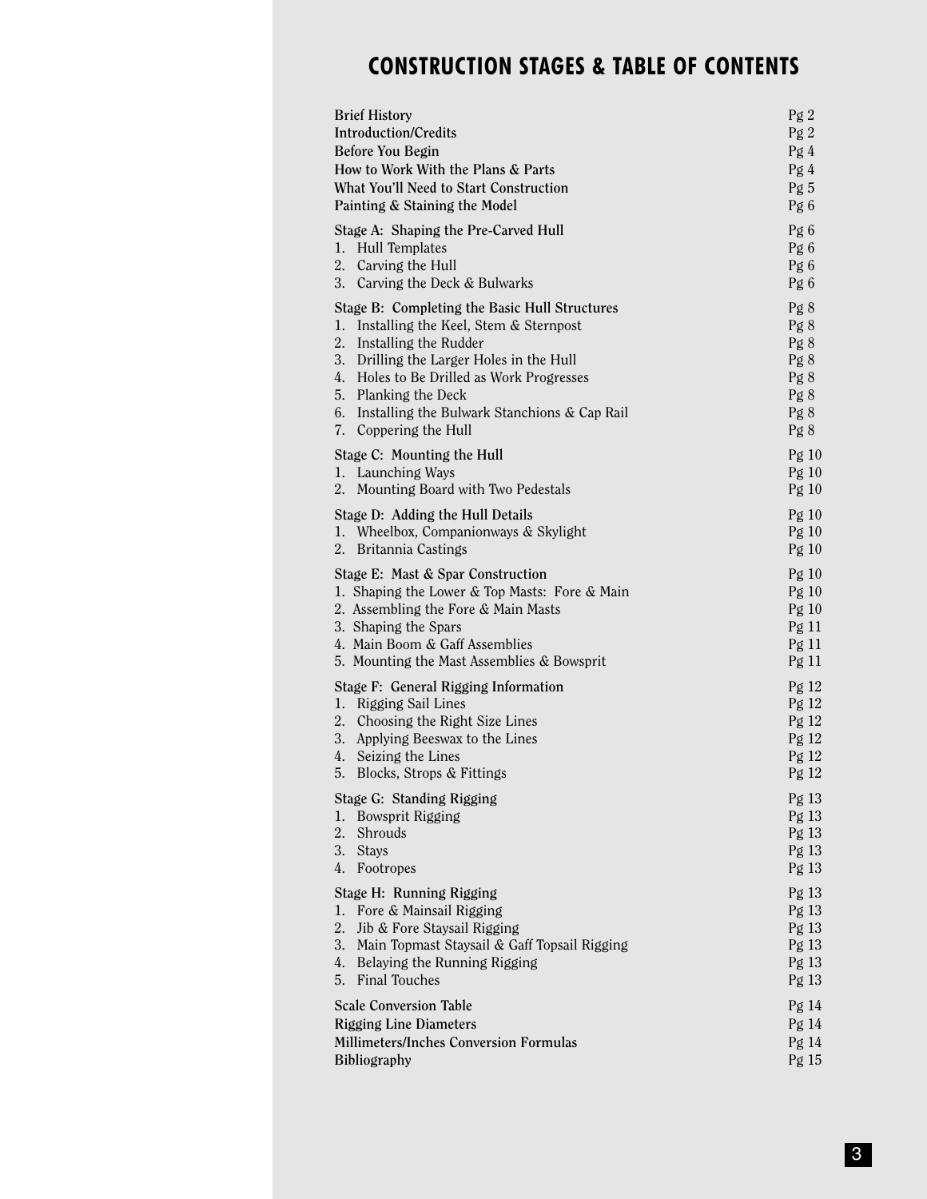# CONSTRUCTION STAGES & TABLE OF CONTENTS

| | |
|---|---|
| **Brief History** | Pg 2 |
| **Introduction/Credits** | Pg 2 |
| **Before You Begin** | Pg 4 |
| **How to Work With the Plans & Parts** | Pg 4 |
| **What You'll Need to Start Construction** | Pg 5 |
| **Painting & Staining the Model** | Pg 6 |
| **Stage A: Shaping the Pre-Carved Hull** | Pg 6 |
| 1. Hull Templates | Pg 6 |
| 2. Carving the Hull | Pg 6 |
| 3. Carving the Deck & Bulwarks | Pg 6 |
| **Stage B: Completing the Basic Hull Structures** | Pg 8 |
| 1. Installing the Keel, Stem & Sternpost | Pg 8 |
| 2. Installing the Rudder | Pg 8 |
| 3. Drilling the Larger Holes in the Hull | Pg 8 |
| 4. Holes to Be Drilled as Work Progresses | Pg 8 |
| 5. Planking the Deck | Pg 8 |
| 6. Installing the Bulwark Stanchions & Cap Rail | Pg 8 |
| 7. Coppering the Hull | Pg 8 |
| **Stage C: Mounting the Hull** | Pg 10 |
| 1. Launching Ways | Pg 10 |
| 2. Mounting Board with Two Pedestals | Pg 10 |
| **Stage D: Adding the Hull Details** | Pg 10 |
| 1. Wheelbox, Companionways & Skylight | Pg 10 |
| 2. Britannia Castings | Pg 10 |
| **Stage E: Mast & Spar Construction** | Pg 10 |
| 1. Shaping the Lower & Top Masts: Fore & Main | Pg 10 |
| 2. Assembling the Fore & Main Masts | Pg 10 |
| 3. Shaping the Spars | Pg 11 |
| 4. Main Boom & Gaff Assemblies | Pg 11 |
| 5. Mounting the Mast Assemblies & Bowsprit | Pg 11 |
| **Stage F: General Rigging Information** | Pg 12 |
| 1. Rigging Sail Lines | Pg 12 |
| 2. Choosing the Right Size Lines | Pg 12 |
| 3. Applying Beeswax to the Lines | Pg 12 |
| 4. Seizing the Lines | Pg 12 |
| 5. Blocks, Strops & Fittings | Pg 12 |
| **Stage G: Standing Rigging** | Pg 13 |
| 1. Bowsprit Rigging | Pg 13 |
| 2. Shrouds | Pg 13 |
| 3. Stays | Pg 13 |
| 4. Footropes | Pg 13 |
| **Stage H: Running Rigging** | Pg 13 |
| 1. Fore & Mainsail Rigging | Pg 13 |
| 2. Jib & Fore Staysail Rigging | Pg 13 |
| 3. Main Topmast Staysail & Gaff Topsail Rigging | Pg 13 |
| 4. Belaying the Running Rigging | Pg 13 |
| 5. Final Touches | Pg 13 |
| **Scale Conversion Table** | Pg 14 |
| **Rigging Line Diameters** | Pg 14 |
| **Millimeters/Inches Conversion Formulas** | Pg 14 |
| **Bibliography** | Pg 15 |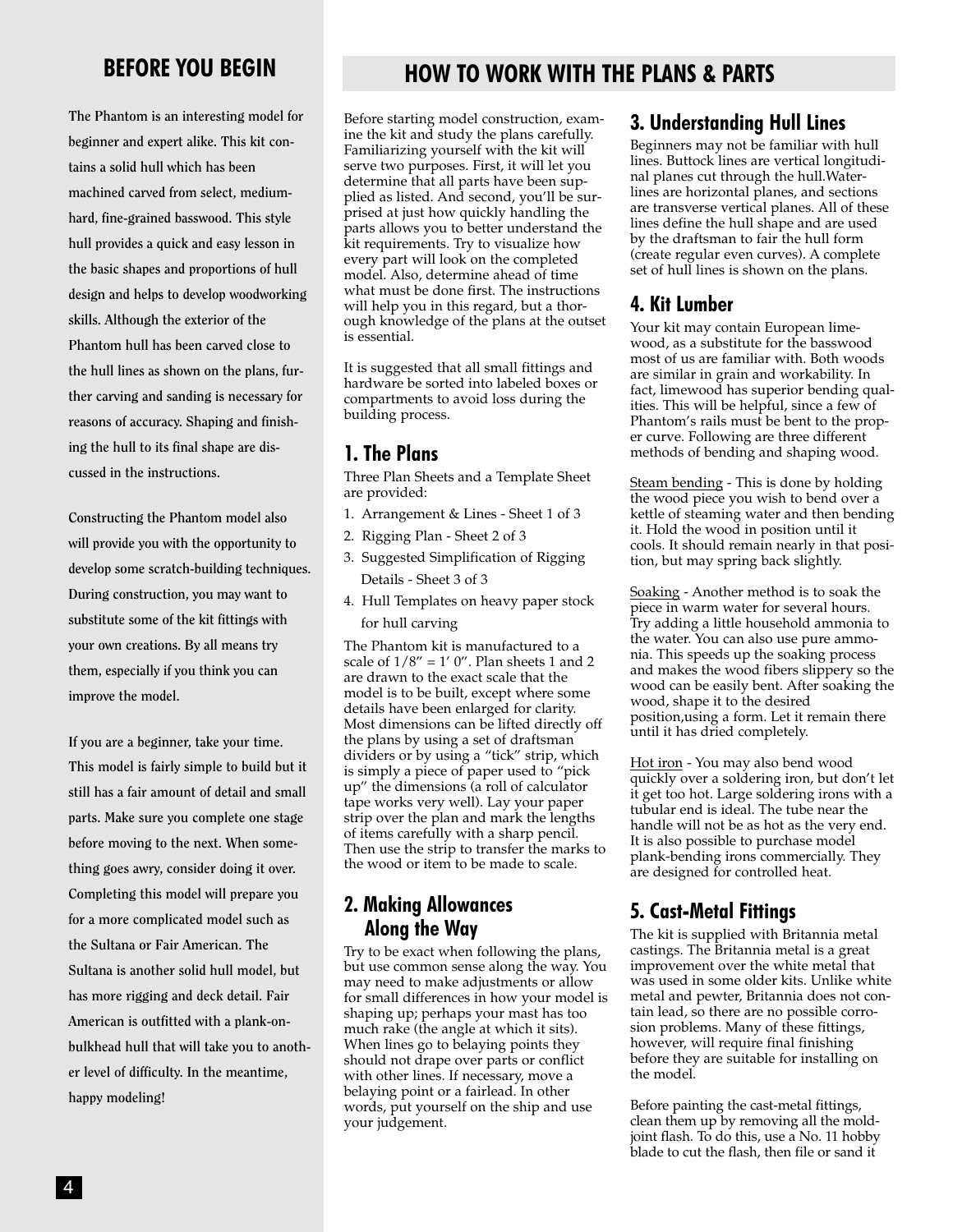## BEFORE YOU BEGIN

**The Phantom is an interesting model for beginner and expert alike. This kit contains a solid hull which has been machined carved from select, medium-hard, fine-grained basswood. This style hull provides a quick and easy lesson in the basic shapes and proportions of hull design and helps to develop woodworking skills. Although the exterior of the Phantom hull has been carved close to the hull lines as shown on the plans, further carving and sanding is necessary for reasons of accuracy. Shaping and finishing the hull to its final shape are discussed in the instructions.**

**Constructing the Phantom model also will provide you with the opportunity to develop some scratch-building techniques. During construction, you may want to substitute some of the kit fittings with your own creations. By all means try them, especially if you think you can improve the model.**

**If you are a beginner, take your time. This model is fairly simple to build but it still has a fair amount of detail and small parts. Make sure you complete one stage before moving to the next. When something goes awry, consider doing it over. Completing this model will prepare you for a more complicated model such as the Sultana or Fair American. The Sultana is another solid hull model, but has more rigging and deck detail. Fair American is outfitted with a plank-on-bulkhead hull that will take you to another level of difficulty. In the meantime, happy modeling!**

## HOW TO WORK WITH THE PLANS & PARTS

Before starting model construction, examine the kit and study the plans carefully. Familiarizing yourself with the kit will serve two purposes. First, it will let you determine that all parts have been supplied as listed. And second, you'll be surprised at just how quickly handling the parts allows you to better understand the kit requirements. Try to visualize how every part will look on the completed model. Also, determine ahead of time what must be done first. The instructions will help you in this regard, but a thorough knowledge of the plans at the outset is essential.

It is suggested that all small fittings and hardware be sorted into labeled boxes or compartments to avoid loss during the building process.

### 1. The Plans

Three Plan Sheets and a Template Sheet are provided:

1. Arrangement & Lines - Sheet 1 of 3
2. Rigging Plan - Sheet 2 of 3
3. Suggested Simplification of Rigging Details - Sheet 3 of 3
4. Hull Templates on heavy paper stock for hull carving

The Phantom kit is manufactured to a scale of 1/8" = 1' 0". Plan sheets 1 and 2 are drawn to the exact scale that the model is to be built, except where some details have been enlarged for clarity. Most dimensions can be lifted directly off the plans by using a set of draftsman dividers or by using a "tick" strip, which is simply a piece of paper used to "pick up" the dimensions (a roll of calculator tape works very well). Lay your paper strip over the plan and mark the lengths of items carefully with a sharp pencil. Then use the strip to transfer the marks to the wood or item to be made to scale.

### 2. Making Allowances Along the Way

Try to be exact when following the plans, but use common sense along the way. You may need to make adjustments or allow for small differences in how your model is shaping up; perhaps your mast has too much rake (the angle at which it sits). When lines go to belaying points they should not drape over parts or conflict with other lines. If necessary, move a belaying point or a fairlead. In other words, put yourself on the ship and use your judgement.

### 3. Understanding Hull Lines

Beginners may not be familiar with hull lines. Buttock lines are vertical longitudinal planes cut through the hull.Waterlines are horizontal planes, and sections are transverse vertical planes. All of these lines define the hull shape and are used by the draftsman to fair the hull form (create regular even curves). A complete set of hull lines is shown on the plans.

### 4. Kit Lumber

Your kit may contain European limewood, as a substitute for the basswood most of us are familiar with. Both woods are similar in grain and workability. In fact, limewood has superior bending qualities. This will be helpful, since a few of Phantom's rails must be bent to the proper curve. Following are three different methods of bending and shaping wood.

Steam bending - This is done by holding the wood piece you wish to bend over a kettle of steaming water and then bending it. Hold the wood in position until it cools. It should remain nearly in that position, but may spring back slightly.

Soaking - Another method is to soak the piece in warm water for several hours. Try adding a little household ammonia to the water. You can also use pure ammonia. This speeds up the soaking process and makes the wood fibers slippery so the wood can be easily bent. After soaking the wood, shape it to the desired position,using a form. Let it remain there until it has dried completely.

Hot iron - You may also bend wood quickly over a soldering iron, but don't let it get too hot. Large soldering irons with a tubular end is ideal. The tube near the handle will not be as hot as the very end. It is also possible to purchase model plank-bending irons commercially. They are designed for controlled heat.

### 5. Cast-Metal Fittings

The kit is supplied with Britannia metal castings. The Britannia metal is a great improvement over the white metal that was used in some older kits. Unlike white metal and pewter, Britannia does not contain lead, so there are no possible corrosion problems. Many of these fittings, however, will require final finishing before they are suitable for installing on the model.

Before painting the cast-metal fittings, clean them up by removing all the mold-joint flash. To do this, use a No. 11 hobby blade to cut the flash, then file or sand it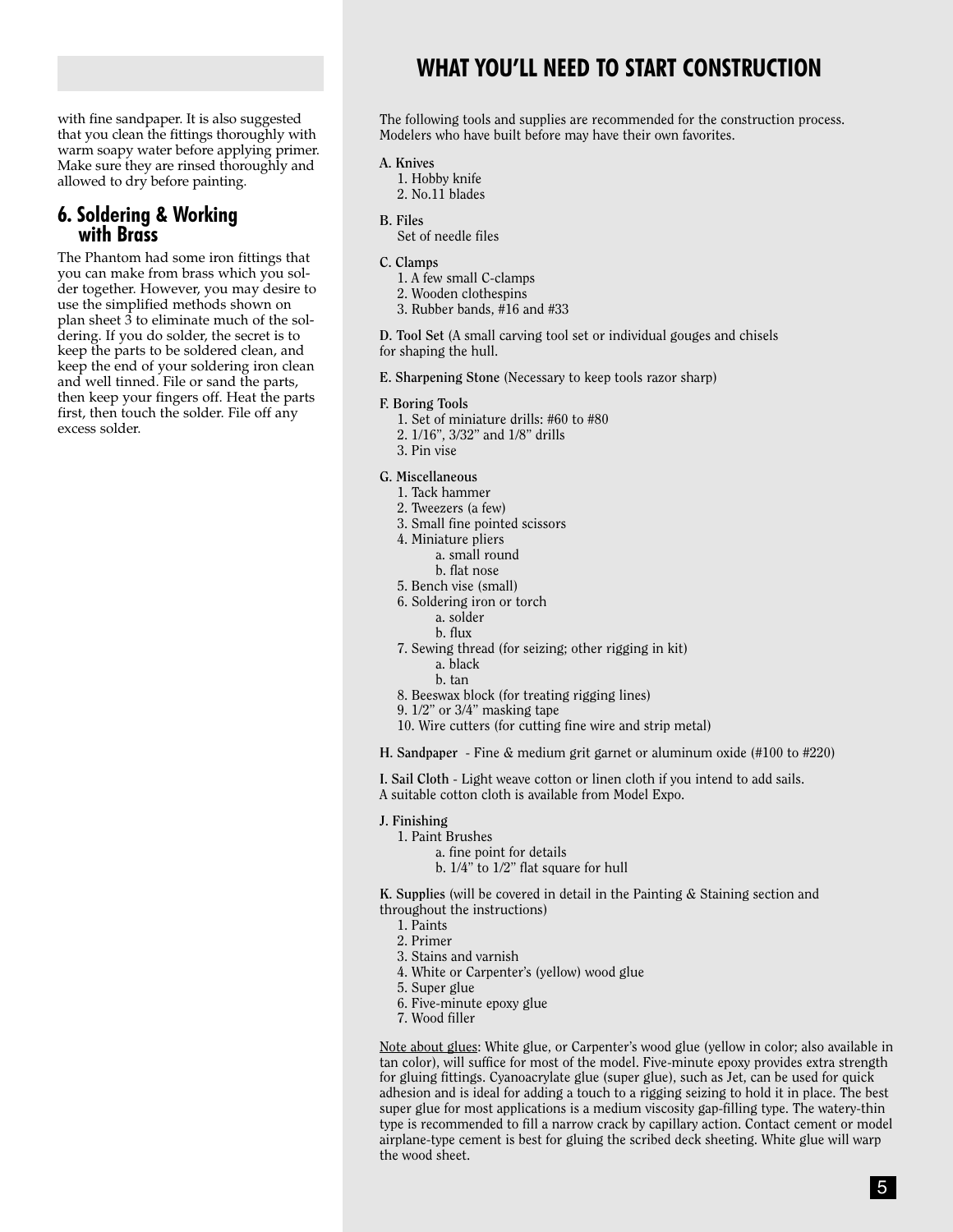with fine sandpaper. It is also suggested that you clean the fittings thoroughly with warm soapy water before applying primer. Make sure they are rinsed thoroughly and allowed to dry before painting.

## 6. Soldering & Working with Brass

The Phantom had some iron fittings that you can make from brass which you solder together. However, you may desire to use the simplified methods shown on plan sheet 3 to eliminate much of the soldering. If you do solder, the secret is to keep the parts to be soldered clean, and keep the end of your soldering iron clean and well tinned. File or sand the parts, then keep your fingers off. Heat the parts first, then touch the solder. File off any excess solder.

# WHAT YOU'LL NEED TO START CONSTRUCTION

The following tools and supplies are recommended for the construction process. Modelers who have built before may have their own favorites.

**A. Knives**
1. Hobby knife
2. No.11 blades

**B. Files**
Set of needle files

**C. Clamps**
1. A few small C-clamps
2. Wooden clothespins
3. Rubber bands, #16 and #33

**D. Tool Set** (A small carving tool set or individual gouges and chisels for shaping the hull.

**E. Sharpening Stone** (Necessary to keep tools razor sharp)

**F. Boring Tools**
1. Set of miniature drills: #60 to #80
2. 1/16", 3/32" and 1/8" drills
3. Pin vise

**G. Miscellaneous**
1. Tack hammer
2. Tweezers (a few)
3. Small fine pointed scissors
4. Miniature pliers
   a. small round
   b. flat nose
5. Bench vise (small)
6. Soldering iron or torch
   a. solder
   b. flux
7. Sewing thread (for seizing; other rigging in kit)
   a. black
   b. tan
8. Beeswax block (for treating rigging lines)
9. 1/2" or 3/4" masking tape
10. Wire cutters (for cutting fine wire and strip metal)

**H. Sandpaper** - Fine & medium grit garnet or aluminum oxide (#100 to #220)

**I. Sail Cloth** - Light weave cotton or linen cloth if you intend to add sails. A suitable cotton cloth is available from Model Expo.

**J. Finishing**
1. Paint Brushes
   a. fine point for details
   b. 1/4" to 1/2" flat square for hull

**K. Supplies** (will be covered in detail in the Painting & Staining section and throughout the instructions)
1. Paints
2. Primer
3. Stains and varnish
4. White or Carpenter's (yellow) wood glue
5. Super glue
6. Five-minute epoxy glue
7. Wood filler

<u>Note about glues</u>: White glue, or Carpenter's wood glue (yellow in color; also available in tan color), will suffice for most of the model. Five-minute epoxy provides extra strength for gluing fittings. Cyanoacrylate glue (super glue), such as Jet, can be used for quick adhesion and is ideal for adding a touch to a rigging seizing to hold it in place. The best super glue for most applications is a medium viscosity gap-filling type. The watery-thin type is recommended to fill a narrow crack by capillary action. Contact cement or model airplane-type cement is best for gluing the scribed deck sheeting. White glue will warp the wood sheet.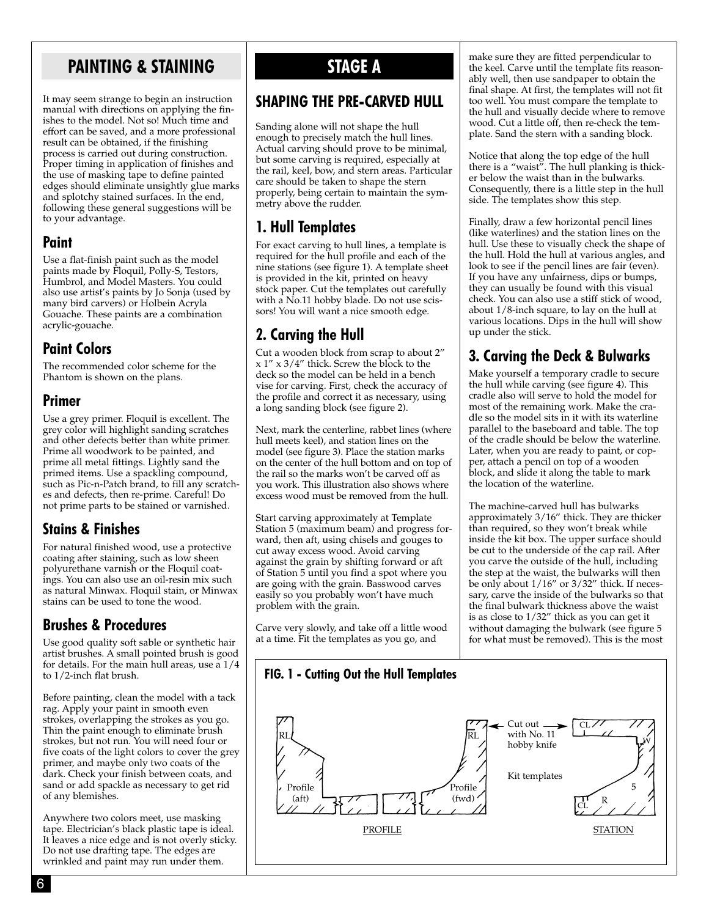## PAINTING & STAINING

It may seem strange to begin an instruction manual with directions on applying the finishes to the model. Not so! Much time and effort can be saved, and a more professional result can be obtained, if the finishing process is carried out during construction. Proper timing in application of finishes and the use of masking tape to define painted edges should eliminate unsightly glue marks and splotchy stained surfaces. In the end, following these general suggestions will be to your advantage.

### Paint

Use a flat-finish paint such as the model paints made by Floquil, Polly-S, Testors, Humbrol, and Model Masters. You could also use artist's paints by Jo Sonja (used by many bird carvers) or Holbein Acryla Gouache. These paints are a combination acrylic-gouache.

### Paint Colors

The recommended color scheme for the Phantom is shown on the plans.

### Primer

Use a grey primer. Floquil is excellent. The grey color will highlight sanding scratches and other defects better than white primer. Prime all woodwork to be painted, and prime all metal fittings. Lightly sand the primed items. Use a spackling compound, such as Pic-n-Patch brand, to fill any scratches and defects, then re-prime. Careful! Do not prime parts to be stained or varnished.

### Stains & Finishes

For natural finished wood, use a protective coating after staining, such as low sheen polyurethane varnish or the Floquil coatings. You can also use an oil-resin mix such as natural Minwax. Floquil stain, or Minwax stains can be used to tone the wood.

### Brushes & Procedures

Use good quality soft sable or synthetic hair artist brushes. A small pointed brush is good for details. For the main hull areas, use a 1/4 to 1/2-inch flat brush.

Before painting, clean the model with a tack rag. Apply your paint in smooth even strokes, overlapping the strokes as you go. Thin the paint enough to eliminate brush strokes, but not run. You will need four or five coats of the light colors to cover the grey primer, and maybe only two coats of the dark. Check your finish between coats, and sand or add spackle as necessary to get rid of any blemishes.

Anywhere two colors meet, use masking tape. Electrician's black plastic tape is ideal. It leaves a nice edge and is not overly sticky. Do not use drafting tape. The edges are wrinkled and paint may run under them.

## STAGE A

## SHAPING THE PRE-CARVED HULL

Sanding alone will not shape the hull enough to precisely match the hull lines. Actual carving should prove to be minimal, but some carving is required, especially at the rail, keel, bow, and stern areas. Particular care should be taken to shape the stern properly, being certain to maintain the symmetry above the rudder.

### 1. Hull Templates

For exact carving to hull lines, a template is required for the hull profile and each of the nine stations (see figure 1). A template sheet is provided in the kit, printed on heavy stock paper. Cut the templates out carefully with a No.11 hobby blade. Do not use scissors! You will want a nice smooth edge.

### 2. Carving the Hull

Cut a wooden block from scrap to about 2" x 1" x 3/4" thick. Screw the block to the deck so the model can be held in a bench vise for carving. First, check the accuracy of the profile and correct it as necessary, using a long sanding block (see figure 2).

Next, mark the centerline, rabbet lines (where hull meets keel), and station lines on the model (see figure 3). Place the station marks on the center of the hull bottom and on top of the rail so the marks won't be carved off as you work. This illustration also shows where excess wood must be removed from the hull.

Start carving approximately at Template Station 5 (maximum beam) and progress forward, then aft, using chisels and gouges to cut away excess wood. Avoid carving against the grain by shifting forward or aft of Station 5 until you find a spot where you are going with the grain. Basswood carves easily so you probably won't have much problem with the grain.

Carve very slowly, and take off a little wood at a time. Fit the templates as you go, and make sure they are fitted perpendicular to the keel. Carve until the template fits reasonably well, then use sandpaper to obtain the final shape. At first, the templates will not fit too well. You must compare the template to the hull and visually decide where to remove wood. Cut a little off, then re-check the template. Sand the stern with a sanding block.

Notice that along the top edge of the hull there is a "waist". The hull planking is thicker below the waist than in the bulwarks. Consequently, there is a little step in the hull side. The templates show this step.

Finally, draw a few horizontal pencil lines (like waterlines) and the station lines on the hull. Use these to visually check the shape of the hull. Hold the hull at various angles, and look to see if the pencil lines are fair (even). If you have any unfairness, dips or bumps, they can usually be found with this visual check. You can also use a stiff stick of wood, about 1/8-inch square, to lay on the hull at various locations. Dips in the hull will show up under the stick.

### 3. Carving the Deck & Bulwarks

Make yourself a temporary cradle to secure the hull while carving (see figure 4). This cradle also will serve to hold the model for most of the remaining work. Make the cradle so the model sits in it with its waterline parallel to the baseboard and table. The top of the cradle should be below the waterline. Later, when you are ready to paint, or copper, attach a pencil on top of a wooden block, and slide it along the table to mark the location of the waterline.

The machine-carved hull has bulwarks approximately 3/16" thick. They are thicker than required, so they won't break while inside the kit box. The upper surface should be cut to the underside of the cap rail. After you carve the outside of the hull, including the step at the waist, the bulwarks will then be only about 1/16" or 3/32" thick. If necessary, carve the inside of the bulwarks so that the final bulwark thickness above the waist is as close to 1/32" thick as you can get it without damaging the bulwark (see figure 5 for what must be removed). This is the most

**FIG. 1 - Cutting Out the Hull Templates**

RL — Profile (aft) — RL — Profile (fwd) — PROFILE

Cut out with No. 11 hobby knife — Kit templates

CL — W — 5 — CL — R — STATION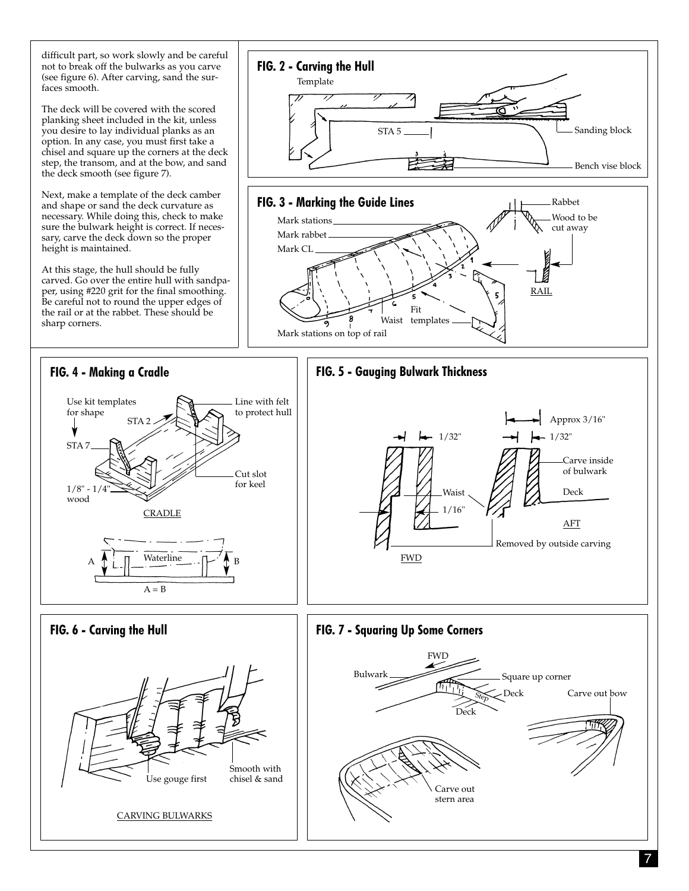difficult part, so work slowly and be careful not to break off the bulwarks as you carve (see figure 6). After carving, sand the surfaces smooth.

The deck will be covered with the scored planking sheet included in the kit, unless you desire to lay individual planks as an option. In any case, you must first take a chisel and square up the corners at the deck step, the transom, and at the bow, and sand the deck smooth (see figure 7).

Next, make a template of the deck camber and shape or sand the deck curvature as necessary. While doing this, check to make sure the bulwark height is correct. If necessary, carve the deck down so the proper height is maintained.

At this stage, the hull should be fully carved. Go over the entire hull with sandpaper, using #220 grit for the final smoothing. Be careful not to round the upper edges of the rail or at the rabbet. These should be sharp corners.

**FIG. 2 - Carving the Hull**

Template, STA 5, Sanding block, Bench vise block

**FIG. 3 - Marking the Guide Lines**

Mark stations, Mark rabbet, Mark CL, Mark stations on top of rail, Waist, Fit templates, Rabbet, Wood to be cut away, RAIL

**FIG. 4 - Making a Cradle**

Use kit templates for shape, STA 2, STA 7, Line with felt to protect hull, Cut slot for keel, 1/8" - 1/4" wood, CRADLE, Waterline, A, B, A = B

**FIG. 5 - Gauging Bulwark Thickness**

1/32", 1/32", Approx 3/16", Waist, 1/16", Carve inside of bulwark, Deck, AFT, FWD, Removed by outside carving

**FIG. 6 - Carving the Hull**

Use gouge first, Smooth with chisel & sand, CARVING BULWARKS

**FIG. 7 - Squaring Up Some Corners**

FWD, Bulwark, Square up corner, Deck, Step, Deck, Carve out bow, Carve out stern area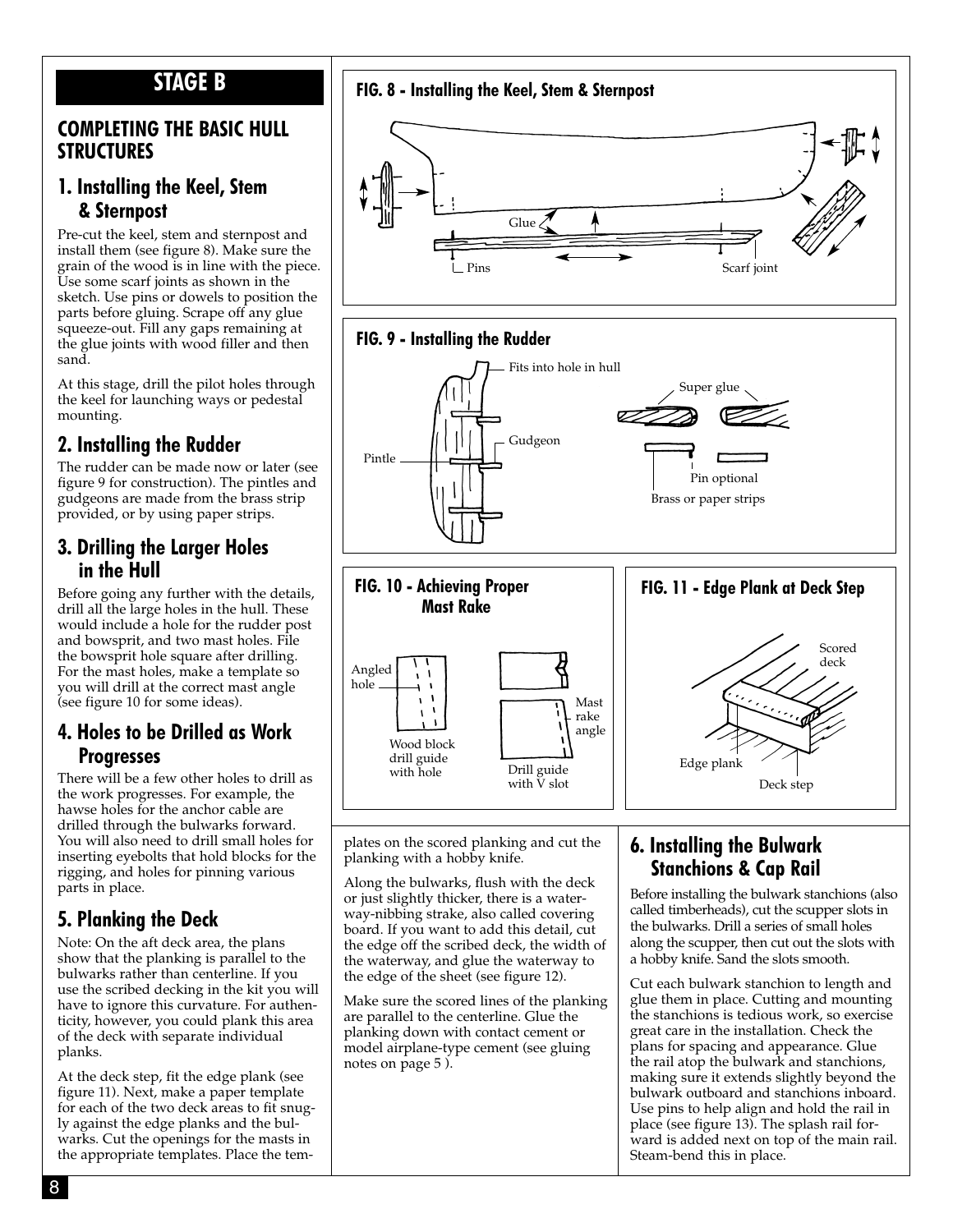# STAGE B

## COMPLETING THE BASIC HULL STRUCTURES

### 1. Installing the Keel, Stem & Sternpost

Pre-cut the keel, stem and sternpost and install them (see figure 8). Make sure the grain of the wood is in line with the piece. Use some scarf joints as shown in the sketch. Use pins or dowels to position the parts before gluing. Scrape off any glue squeeze-out. Fill any gaps remaining at the glue joints with wood filler and then sand.

At this stage, drill the pilot holes through the keel for launching ways or pedestal mounting.

### 2. Installing the Rudder

The rudder can be made now or later (see figure 9 for construction). The pintles and gudgeons are made from the brass strip provided, or by using paper strips.

### 3. Drilling the Larger Holes in the Hull

Before going any further with the details, drill all the large holes in the hull. These would include a hole for the rudder post and bowsprit, and two mast holes. File the bowsprit hole square after drilling. For the mast holes, make a template so you will drill at the correct mast angle (see figure 10 for some ideas).

### 4. Holes to be Drilled as Work Progresses

There will be a few other holes to drill as the work progresses. For example, the hawse holes for the anchor cable are drilled through the bulwarks forward. You will also need to drill small holes for inserting eyebolts that hold blocks for the rigging, and holes for pinning various parts in place.

### 5. Planking the Deck

Note: On the aft deck area, the plans show that the planking is parallel to the bulwarks rather than centerline. If you use the scribed decking in the kit you will have to ignore this curvature. For authenticity, however, you could plank this area of the deck with separate individual planks.

At the deck step, fit the edge plank (see figure 11). Next, make a paper template for each of the two deck areas to fit snugly against the edge planks and the bulwarks. Cut the openings for the masts in the appropriate templates. Place the templates on the scored planking and cut the planking with a hobby knife.

Along the bulwarks, flush with the deck or just slightly thicker, there is a waterway-nibbing strake, also called covering board. If you want to add this detail, cut the edge off the scribed deck, the width of the waterway, and glue the waterway to the edge of the sheet (see figure 12).

Make sure the scored lines of the planking are parallel to the centerline. Glue the planking down with contact cement or model airplane-type cement (see gluing notes on page 5 ).

**FIG. 8 - Installing the Keel, Stem & Sternpost**

Glue — Pins — Scarf joint

**FIG. 9 - Installing the Rudder**

Fits into hole in hull — Gudgeon — Pintle — Super glue — Pin optional — Brass or paper strips

**FIG. 10 - Achieving Proper Mast Rake**

Angled hole — Wood block drill guide with hole — Mast rake angle — Drill guide with V slot

**FIG. 11 - Edge Plank at Deck Step**

Scored deck — Edge plank — Deck step

### 6. Installing the Bulwark Stanchions & Cap Rail

Before installing the bulwark stanchions (also called timberheads), cut the scupper slots in the bulwarks. Drill a series of small holes along the scupper, then cut out the slots with a hobby knife. Sand the slots smooth.

Cut each bulwark stanchion to length and glue them in place. Cutting and mounting the stanchions is tedious work, so exercise great care in the installation. Check the plans for spacing and appearance. Glue the rail atop the bulwark and stanchions, making sure it extends slightly beyond the bulwark outboard and stanchions inboard. Use pins to help align and hold the rail in place (see figure 13). The splash rail forward is added next on top of the main rail. Steam-bend this in place.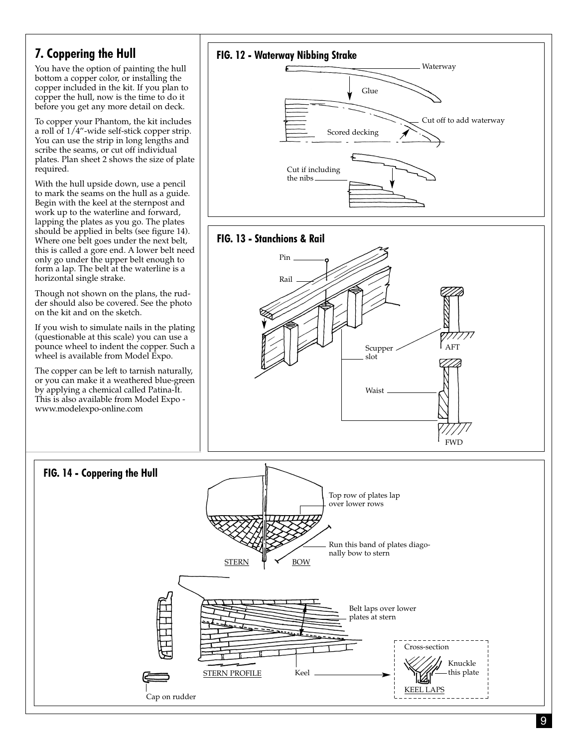## 7. Coppering the Hull

You have the option of painting the hull bottom a copper color, or installing the copper included in the kit. If you plan to copper the hull, now is the time to do it before you get any more detail on deck.

To copper your Phantom, the kit includes a roll of 1/4"-wide self-stick copper strip. You can use the strip in long lengths and scribe the seams, or cut off individual plates. Plan sheet 2 shows the size of plate required.

With the hull upside down, use a pencil to mark the seams on the hull as a guide. Begin with the keel at the sternpost and work up to the waterline and forward, lapping the plates as you go. The plates should be applied in belts (see figure 14). Where one belt goes under the next belt, this is called a gore end. A lower belt need only go under the upper belt enough to form a lap. The belt at the waterline is a horizontal single strake.

Though not shown on the plans, the rudder should also be covered. See the photo on the kit and on the sketch.

If you wish to simulate nails in the plating (questionable at this scale) you can use a pounce wheel to indent the copper. Such a wheel is available from Model Expo.

The copper can be left to tarnish naturally, or you can make it a weathered blue-green by applying a chemical called Patina-It. This is also available from Model Expo - www.modelexpo-online.com

**FIG. 12 - Waterway Nibbing Strake**

Waterway
Glue
Cut off to add waterway
Scored decking
Cut if including the nibs

**FIG. 13 - Stanchions & Rail**

Pin
Rail
Scupper slot
AFT
Waist
FWD

**FIG. 14 - Coppering the Hull**

Top row of plates lap over lower rows
Run this band of plates diagonally bow to stern
STERN
BOW
Belt laps over lower plates at stern
Cross-section
Knuckle this plate
KEEL LAPS
STERN PROFILE
Keel
Cap on rudder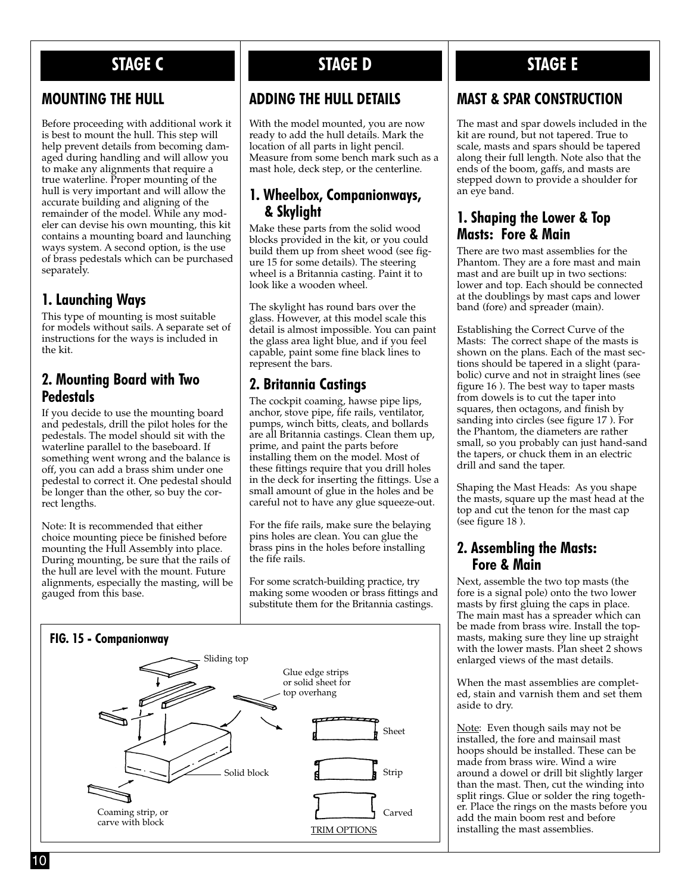## STAGE C

### MOUNTING THE HULL

Before proceeding with additional work it is best to mount the hull. This step will help prevent details from becoming damaged during handling and will allow you to make any alignments that require a true waterline. Proper mounting of the hull is very important and will allow the accurate building and aligning of the remainder of the model. While any modeler can devise his own mounting, this kit contains a mounting board and launching ways system. A second option, is the use of brass pedestals which can be purchased separately.

### 1. Launching Ways

This type of mounting is most suitable for models without sails. A separate set of instructions for the ways is included in the kit.

### 2. Mounting Board with Two Pedestals

If you decide to use the mounting board and pedestals, drill the pilot holes for the pedestals. The model should sit with the waterline parallel to the baseboard. If something went wrong and the balance is off, you can add a brass shim under one pedestal to correct it. One pedestal should be longer than the other, so buy the correct lengths.

Note: It is recommended that either choice mounting piece be finished before mounting the Hull Assembly into place. During mounting, be sure that the rails of the hull are level with the mount. Future alignments, especially the masting, will be gauged from this base.

## STAGE D

### ADDING THE HULL DETAILS

With the model mounted, you are now ready to add the hull details. Mark the location of all parts in light pencil. Measure from some bench mark such as a mast hole, deck step, or the centerline.

### 1. Wheelbox, Companionways, & Skylight

Make these parts from the solid wood blocks provided in the kit, or you could build them up from sheet wood (see figure 15 for some details). The steering wheel is a Britannia casting. Paint it to look like a wooden wheel.

The skylight has round bars over the glass. However, at this model scale this detail is almost impossible. You can paint the glass area light blue, and if you feel capable, paint some fine black lines to represent the bars.

### 2. Britannia Castings

The cockpit coaming, hawse pipe lips, anchor, stove pipe, fife rails, ventilator, pumps, winch bitts, cleats, and bollards are all Britannia castings. Clean them up, prime, and paint the parts before installing them on the model. Most of these fittings require that you drill holes in the deck for inserting the fittings. Use a small amount of glue in the holes and be careful not to have any glue squeeze-out.

For the fife rails, make sure the belaying pins holes are clean. You can glue the brass pins in the holes before installing the fife rails.

For some scratch-building practice, try making some wooden or brass fittings and substitute them for the Britannia castings.

**FIG. 15 - Companionway**

Sliding top

Glue edge strips or solid sheet for top overhang

Solid block

Coaming strip, or carve with block

Sheet

Strip

Carved

TRIM OPTIONS

## STAGE E

### MAST & SPAR CONSTRUCTION

The mast and spar dowels included in the kit are round, but not tapered. True to scale, masts and spars should be tapered along their full length. Note also that the ends of the boom, gaffs, and masts are stepped down to provide a shoulder for an eye band.

### 1. Shaping the Lower & Top Masts: Fore & Main

There are two mast assemblies for the Phantom. They are a fore mast and main mast and are built up in two sections: lower and top. Each should be connected at the doublings by mast caps and lower band (fore) and spreader (main).

Establishing the Correct Curve of the Masts: The correct shape of the masts is shown on the plans. Each of the mast sections should be tapered in a slight (parabolic) curve and not in straight lines (see figure 16 ). The best way to taper masts from dowels is to cut the taper into squares, then octagons, and finish by sanding into circles (see figure 17 ). For the Phantom, the diameters are rather small, so you probably can just hand-sand the tapers, or chuck them in an electric drill and sand the taper.

Shaping the Mast Heads: As you shape the masts, square up the mast head at the top and cut the tenon for the mast cap (see figure 18 ).

### 2. Assembling the Masts: Fore & Main

Next, assemble the two top masts (the fore is a signal pole) onto the two lower masts by first gluing the caps in place. The main mast has a spreader which can be made from brass wire. Install the topmasts, making sure they line up straight with the lower masts. Plan sheet 2 shows enlarged views of the mast details.

When the mast assemblies are completed, stain and varnish them and set them aside to dry.

Note: Even though sails may not be installed, the fore and mainsail mast hoops should be installed. These can be made from brass wire. Wind a wire around a dowel or drill bit slightly larger than the mast. Then, cut the winding into split rings. Glue or solder the ring together. Place the rings on the masts before you add the main boom rest and before installing the mast assemblies.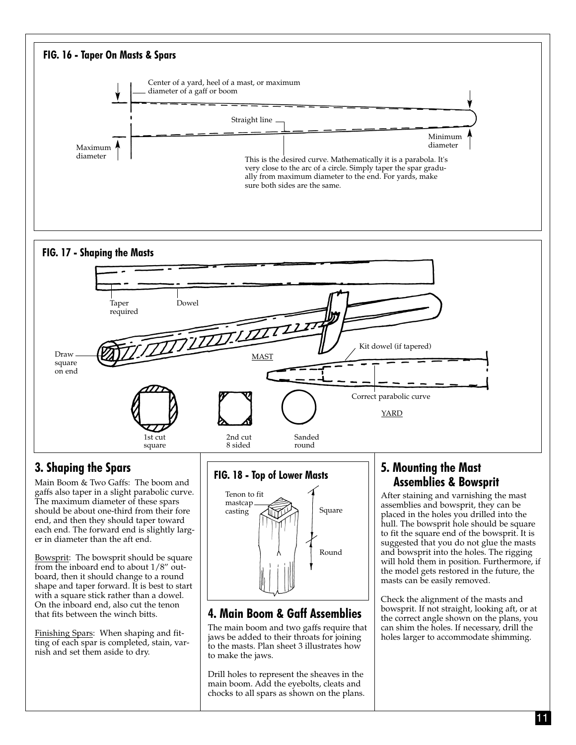**FIG. 16 - Taper On Masts & Spars**

Center of a yard, heel of a mast, or maximum diameter of a gaff or boom

Straight line

Maximum diameter

Minimum diameter

This is the desired curve. Mathematically it is a parabola. It's very close to the arc of a circle. Simply taper the spar gradually from maximum diameter to the end. For yards, make sure both sides are the same.

**FIG. 17 - Shaping the Masts**

Taper required

Dowel

Draw square on end

MAST

Kit dowel (if tapered)

Correct parabolic curve

YARD

1st cut square

2nd cut 8 sided

Sanded round

## 3. Shaping the Spars

Main Boom & Two Gaffs: The boom and gaffs also taper in a slight parabolic curve. The maximum diameter of these spars should be about one-third from their fore end, and then they should taper toward each end. The forward end is slightly larger in diameter than the aft end.

Bowsprit: The bowsprit should be square from the inboard end to about 1/8" outboard, then it should change to a round shape and taper forward. It is best to start with a square stick rather than a dowel. On the inboard end, also cut the tenon that fits between the winch bitts.

Finishing Spars: When shaping and fitting of each spar is completed, stain, varnish and set them aside to dry.

**FIG. 18 - Top of Lower Masts**

Tenon to fit mastcap casting

Square

Round

## 4. Main Boom & Gaff Assemblies

The main boom and two gaffs require that jaws be added to their throats for joining to the masts. Plan sheet 3 illustrates how to make the jaws.

Drill holes to represent the sheaves in the main boom. Add the eyebolts, cleats and chocks to all spars as shown on the plans.

## 5. Mounting the Mast Assemblies & Bowsprit

After staining and varnishing the mast assemblies and bowsprit, they can be placed in the holes you drilled into the hull. The bowsprit hole should be square to fit the square end of the bowsprit. It is suggested that you do not glue the masts and bowsprit into the holes. The rigging will hold them in position. Furthermore, if the model gets restored in the future, the masts can be easily removed.

Check the alignment of the masts and bowsprit. If not straight, looking aft, or at the correct angle shown on the plans, you can shim the holes. If necessary, drill the holes larger to accommodate shimming.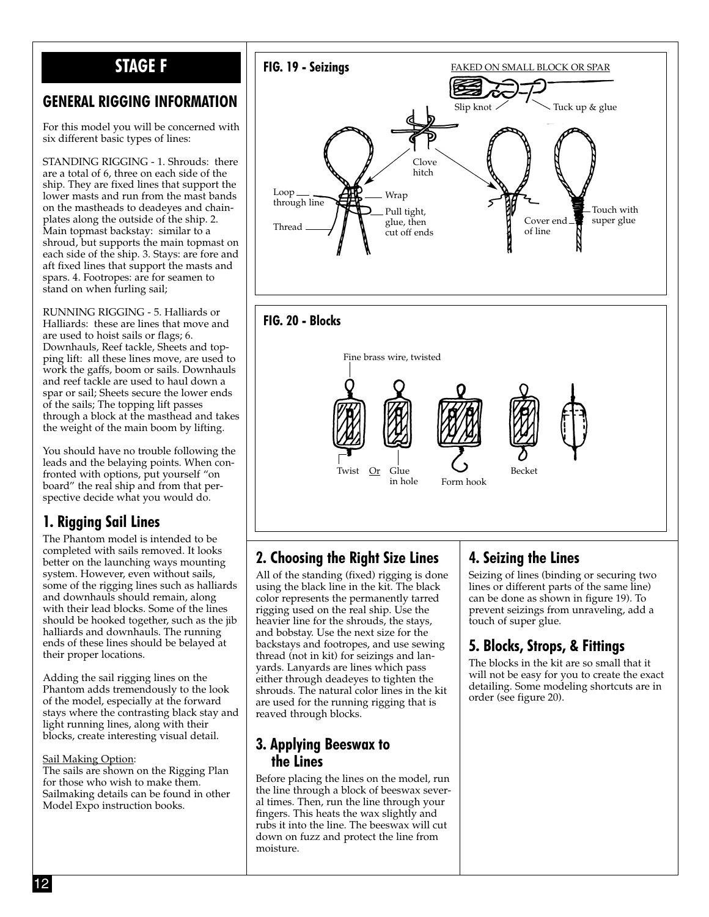## STAGE F

### GENERAL RIGGING INFORMATION

For this model you will be concerned with six different basic types of lines:

STANDING RIGGING - 1. Shrouds: there are a total of 6, three on each side of the ship. They are fixed lines that support the lower masts and run from the mast bands on the mastheads to deadeyes and chainplates along the outside of the ship. 2. Main topmast backstay: similar to a shroud, but supports the main topmast on each side of the ship. 3. Stays: are fore and aft fixed lines that support the masts and spars. 4. Footropes: are for seamen to stand on when furling sail;

RUNNING RIGGING - 5. Halliards or Halliards: these are lines that move and are used to hoist sails or flags; 6. Downhauls, Reef tackle, Sheets and topping lift: all these lines move, are used to work the gaffs, boom or sails. Downhauls and reef tackle are used to haul down a spar or sail; Sheets secure the lower ends of the sails; The topping lift passes through a block at the masthead and takes the weight of the main boom by lifting.

You should have no trouble following the leads and the belaying points. When confronted with options, put yourself "on board" the real ship and from that perspective decide what you would do.

### 1. Rigging Sail Lines

The Phantom model is intended to be completed with sails removed. It looks better on the launching ways mounting system. However, even without sails, some of the rigging lines such as halliards and downhauls should remain, along with their lead blocks. Some of the lines should be hooked together, such as the jib halliards and downhauls. The running ends of these lines should be belayed at their proper locations.

Adding the sail rigging lines on the Phantom adds tremendously to the look of the model, especially at the forward stays where the contrasting black stay and light running lines, along with their blocks, create interesting visual detail.

Sail Making Option:
The sails are shown on the Rigging Plan for those who wish to make them. Sailmaking details can be found in other Model Expo instruction books.

**FIG. 19 - Seizings**

FAKED ON SMALL BLOCK OR SPAR — Slip knot — Tuck up & glue — Clove hitch — Loop through line — Wrap — Pull tight, glue, then cut off ends — Thread — Cover end of line — Touch with super glue

**FIG. 20 - Blocks**

Fine brass wire, twisted — Twist Or Glue in hole — Form hook — Becket

### 2. Choosing the Right Size Lines

All of the standing (fixed) rigging is done using the black line in the kit. The black color represents the permanently tarred rigging used on the real ship. Use the heavier line for the shrouds, the stays, and bobstay. Use the next size for the backstays and footropes, and use sewing thread (not in kit) for seizings and lanyards. Lanyards are lines which pass either through deadeyes to tighten the shrouds. The natural color lines in the kit are used for the running rigging that is reaved through blocks.

### 3. Applying Beeswax to the Lines

Before placing the lines on the model, run the line through a block of beeswax several times. Then, run the line through your fingers. This heats the wax slightly and rubs it into the line. The beeswax will cut down on fuzz and protect the line from moisture.

### 4. Seizing the Lines

Seizing of lines (binding or securing two lines or different parts of the same line) can be done as shown in figure 19). To prevent seizings from unraveling, add a touch of super glue.

### 5. Blocks, Strops, & Fittings

The blocks in the kit are so small that it will not be easy for you to create the exact detailing. Some modeling shortcuts are in order (see figure 20).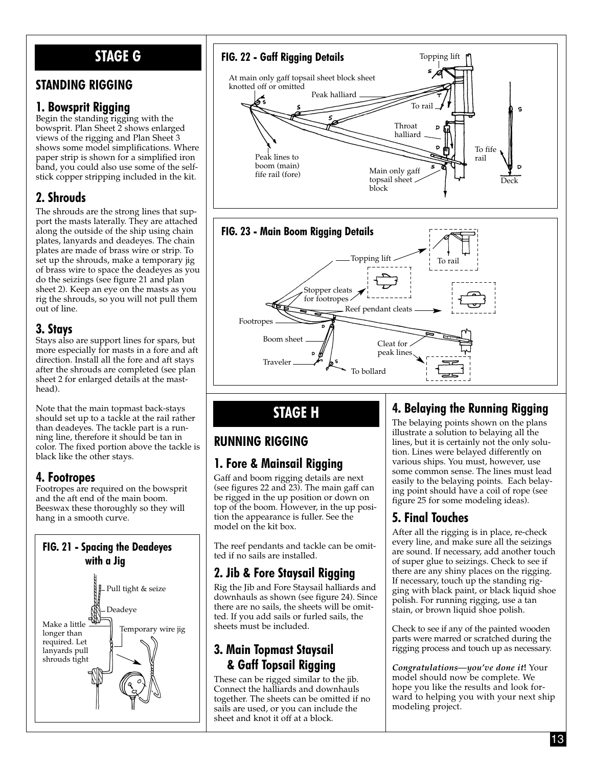# STAGE G

## STANDING RIGGING

### 1. Bowsprit Rigging

Begin the standing rigging with the bowsprit. Plan Sheet 2 shows enlarged views of the rigging and Plan Sheet 3 shows some model simplifications. Where paper strip is shown for a simplified iron band, you could also use some of the self-stick copper stripping included in the kit.

### 2. Shrouds

The shrouds are the strong lines that support the masts laterally. They are attached along the outside of the ship using chain plates, lanyards and deadeyes. The chain plates are made of brass wire or strip. To set up the shrouds, make a temporary jig of brass wire to space the deadeyes as you do the seizings (see figure 21 and plan sheet 2). Keep an eye on the masts as you rig the shrouds, so you will not pull them out of line.

### 3. Stays

Stays also are support lines for spars, but more especially for masts in a fore and aft direction. Install all the fore and aft stays after the shrouds are completed (see plan sheet 2 for enlarged details at the masthead).

Note that the main topmast back-stays should set up to a tackle at the rail rather than deadeyes. The tackle part is a running line, therefore it should be tan in color. The fixed portion above the tackle is black like the other stays.

### 4. Footropes

Footropes are required on the bowsprit and the aft end of the main boom. Beeswax these thoroughly so they will hang in a smooth curve.

**FIG. 21 - Spacing the Deadeyes with a Jig**

Pull tight & seize

Deadeye

Make a little longer than required. Let lanyards pull shrouds tight

Temporary wire jig

**FIG. 22 - Gaff Rigging Details**

Topping lift

At main only gaff topsail sheet block sheet knotted off or omitted

Peak halliard

To rail

Throat halliard

To fife rail

Peak lines to boom (main) fife rail (fore)

Main only gaff topsail sheet block

Deck

**FIG. 23 - Main Boom Rigging Details**

Topping lift

To rail

Stopper cleats for footropes

Reef pendant cleats

Footropes

Boom sheet

Cleat for peak lines

Traveler

To bollard

# STAGE H

## RUNNING RIGGING

### 1. Fore & Mainsail Rigging

Gaff and boom rigging details are next (see figures 22 and 23). The main gaff can be rigged in the up position or down on top of the boom. However, in the up position the appearance is fuller. See the model on the kit box.

The reef pendants and tackle can be omitted if no sails are installed.

### 2. Jib & Fore Staysail Rigging

Rig the Jib and Fore Staysail halliards and downhauls as shown (see figure 24). Since there are no sails, the sheets will be omitted. If you add sails or furled sails, the sheets must be included.

### 3. Main Topmast Staysail & Gaff Topsail Rigging

These can be rigged similar to the jib. Connect the halliards and downhauls together. The sheets can be omitted if no sails are used, or you can include the sheet and knot it off at a block.

### 4. Belaying the Running Rigging

The belaying points shown on the plans illustrate a solution to belaying all the lines, but it is certainly not the only solution. Lines were belayed differently on various ships. You must, however, use some common sense. The lines must lead easily to the belaying points. Each belaying point should have a coil of rope (see figure 25 for some modeling ideas).

### 5. Final Touches

After all the rigging is in place, re-check every line, and make sure all the seizings are sound. If necessary, add another touch of super glue to seizings. Check to see if there are any shiny places on the rigging. If necessary, touch up the standing rigging with black paint, or black liquid shoe polish. For running rigging, use a tan stain, or brown liquid shoe polish.

Check to see if any of the painted wooden parts were marred or scratched during the rigging process and touch up as necessary.

***Congratulations—you've done it!*** Your model should now be complete. We hope you like the results and look forward to helping you with your next ship modeling project.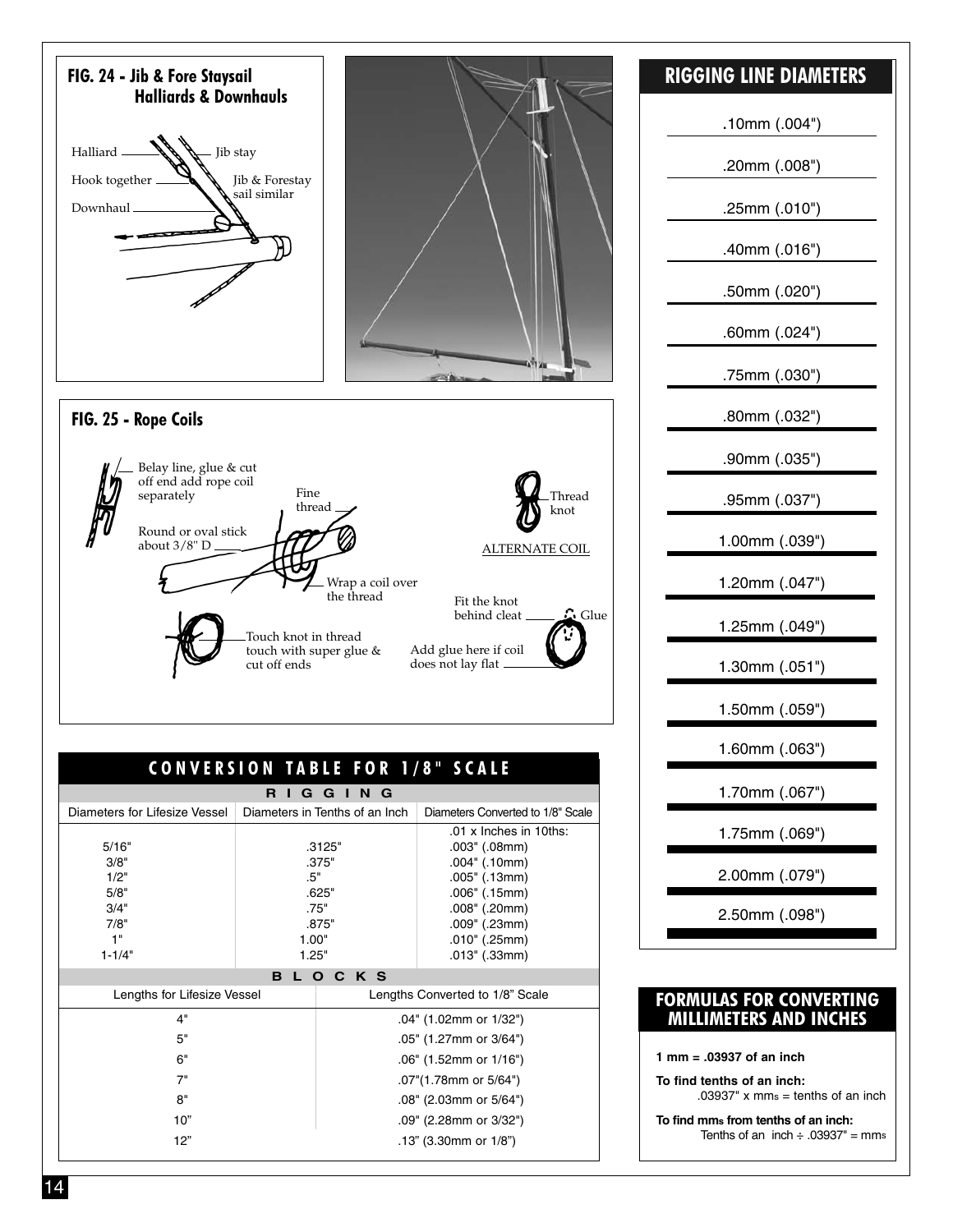## FIG. 24 - Jib & Fore Staysail Halliards & Downhauls

Halliard

Jib stay

Hook together

Jib & Forestay sail similar

Downhaul

## FIG. 25 - Rope Coils

Belay line, glue & cut off end add rope coil separately

Fine thread

Round or oval stick about 3/8" D

Wrap a coil over the thread

Touch knot in thread touch with super glue & cut off ends

Thread knot

ALTERNATE COIL

Fit the knot behind cleat

Glue

Add glue here if coil does not lay flat

## CONVERSION TABLE FOR 1/8" SCALE

### RIGGING

| Diameters for Lifesize Vessel | Diameters in Tenths of an Inch | Diameters Converted to 1/8" Scale |
|---|---|---|
| | | .01 x Inches in 10ths: |
| 5/16" | .3125" | .003" (.08mm) |
| 3/8" | .375" | .004" (.10mm) |
| 1/2" | .5" | .005" (.13mm) |
| 5/8" | .625" | .006" (.15mm) |
| 3/4" | .75" | .008" (.20mm) |
| 7/8" | .875" | .009" (.23mm) |
| 1" | 1.00" | .010" (.25mm) |
| 1-1/4" | 1.25" | .013" (.33mm) |

### BLOCKS

| Lengths for Lifesize Vessel | Lengths Converted to 1/8" Scale |
|---|---|
| 4" | .04" (1.02mm or 1/32") |
| 5" | .05" (1.27mm or 3/64") |
| 6" | .06" (1.52mm or 1/16") |
| 7" | .07"(1.78mm or 5/64") |
| 8" | .08" (2.03mm or 5/64") |
| 10" | .09" (2.28mm or 3/32") |
| 12" | .13" (3.30mm or 1/8") |

## RIGGING LINE DIAMETERS

- .10mm (.004")
- .20mm (.008")
- .25mm (.010")
- .40mm (.016")
- .50mm (.020")
- .60mm (.024")
- .75mm (.030")
- .80mm (.032")
- .90mm (.035")
- .95mm (.037")
- 1.00mm (.039")
- 1.20mm (.047")
- 1.25mm (.049")
- 1.30mm (.051")
- 1.50mm (.059")
- 1.60mm (.063")
- 1.70mm (.067")
- 1.75mm (.069")
- 2.00mm (.079")
- 2.50mm (.098")

## FORMULAS FOR CONVERTING MILLIMETERS AND INCHES

**1 mm = .03937 of an inch**

**To find tenths of an inch:**
.03937" x mms = tenths of an inch

**To find mms from tenths of an inch:**
Tenths of an inch ÷ .03937" = mms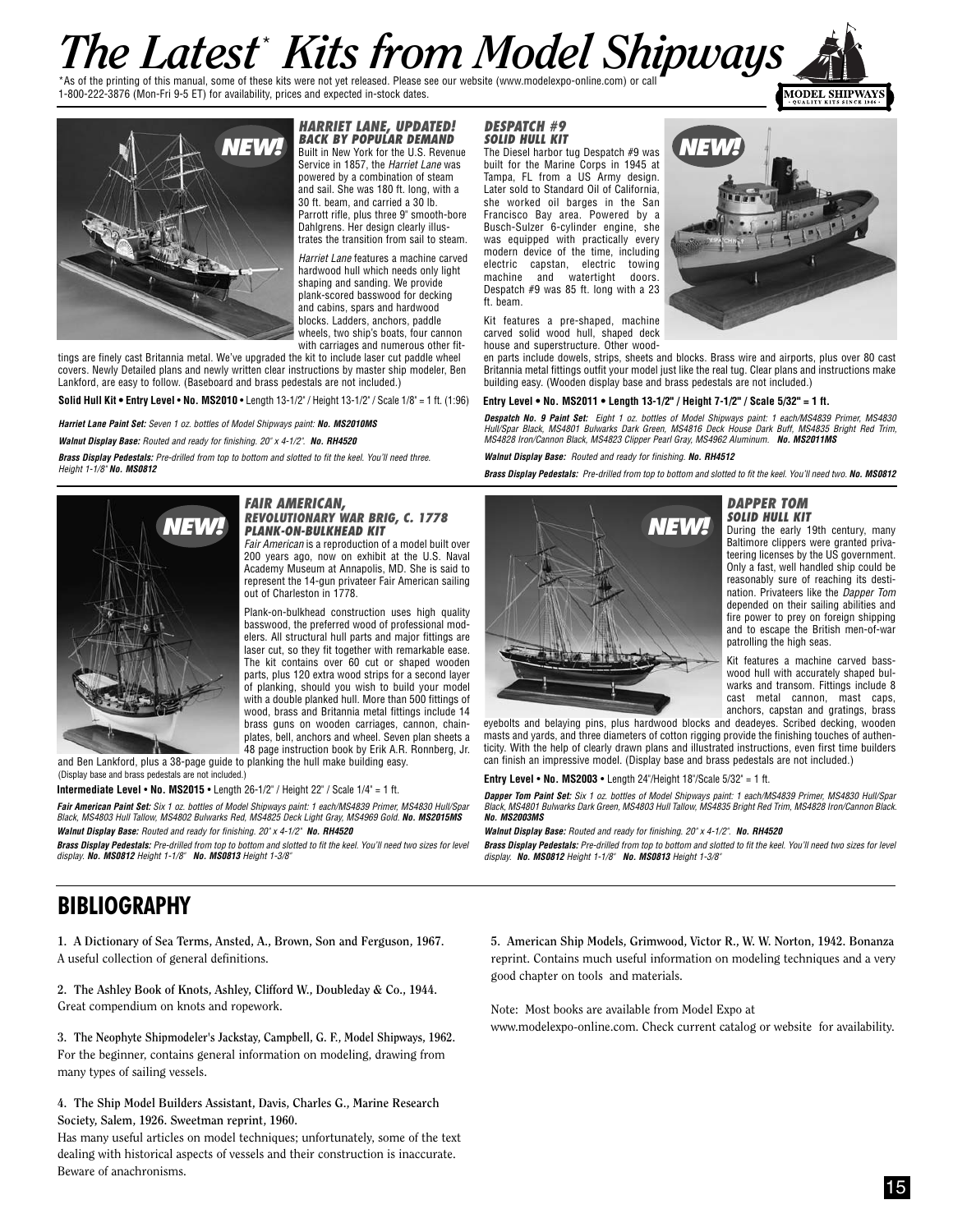# *The Latest\* Kits from Model Shipways*

\*As of the printing of this manual, some of these kits were not yet released. Please see our website (www.modelexpo-online.com) or call 1-800-222-3876 (Mon-Fri 9-5 ET) for availability, prices and expected in-stock dates.

### HARRIET LANE, UPDATED! BACK BY POPULAR DEMAND

Built in New York for the U.S. Revenue Service in 1857, the *Harriet Lane* was powered by a combination of steam and sail. She was 180 ft. long, with a 30 ft. beam, and carried a 30 lb. Parrott rifle, plus three 9" smooth-bore Dahlgrens. Her design clearly illustrates the transition from sail to steam.

*Harriet Lane* features a machine carved hardwood hull which needs only light shaping and sanding. We provide plank-scored basswood for decking and cabins, spars and hardwood blocks. Ladders, anchors, paddle wheels, two ship's boats, four cannon with carriages and numerous other fittings are finely cast Britannia metal. We've upgraded the kit to include laser cut paddle wheel covers. Newly Detailed plans and newly written clear instructions by master ship modeler, Ben Lankford, are easy to follow. (Baseboard and brass pedestals are not included.)

**Solid Hull Kit • Entry Level • No. MS2010 •** Length 13-1/2" / Height 13-1/2" / Scale 1/8" = 1 ft. (1:96)

***Harriet Lane Paint Set:*** *Seven 1 oz. bottles of Model Shipways paint:* ***No. MS2010MS***

***Walnut Display Base:*** *Routed and ready for finishing. 20" x 4-1/2".* ***No. RH4520***

***Brass Display Pedestals:*** *Pre-drilled from top to bottom and slotted to fit the keel. You'll need three. Height 1-1/8"* ***No. MS0812***

### DESPATCH #9 SOLID HULL KIT

The Diesel harbor tug Despatch #9 was built for the Marine Corps in 1945 at Tampa, FL from a US Army design. Later sold to Standard Oil of California, she worked oil barges in the San Francisco Bay area. Powered by a Busch-Sulzer 6-cylinder engine, she was equipped with practically every modern device of the time, including electric capstan, electric towing machine and watertight doors. Despatch #9 was 85 ft. long with a 23 ft. beam.

Kit features a pre-shaped, machine carved solid wood hull, shaped deck house and superstructure. Other wooden parts include dowels, strips, sheets and blocks. Brass wire and airports, plus over 80 cast Britannia metal fittings outfit your model just like the real tug. Clear plans and instructions make building easy. (Wooden display base and brass pedestals are not included.)

**Entry Level • No. MS2011 • Length 13-1/2" / Height 7-1/2" / Scale 5/32" = 1 ft.**

***Despatch No. 9 Paint Set:*** *Eight 1 oz. bottles of Model Shipways paint: 1 each/MS4839 Primer, MS4830 Hull/Spar Black, MS4801 Bulwarks Dark Green, MS4816 Deck House Dark Buff, MS4835 Bright Red Trim, MS4828 Iron/Cannon Black, MS4823 Clipper Pearl Gray, MS4962 Aluminum.* ***No. MS2011MS***

***Walnut Display Base:*** *Routed and ready for finishing.* ***No. RH4512***

***Brass Display Pedestals:*** *Pre-drilled from top to bottom and slotted to fit the keel. You'll need two.* ***No. MS0812***

### FAIR AMERICAN, REVOLUTIONARY WAR BRIG, C. 1778 PLANK-ON-BULKHEAD KIT

*Fair American* is a reproduction of a model built over 200 years ago, now on exhibit at the U.S. Naval Academy Museum at Annapolis, MD. She is said to represent the 14-gun privateer Fair American sailing out of Charleston in 1778.

Plank-on-bulkhead construction uses high quality basswood, the preferred wood of professional modelers. All structural hull parts and major fittings are laser cut, so they fit together with remarkable ease. The kit contains over 60 cut or shaped wooden parts, plus 120 extra wood strips for a second layer of planking, should you wish to build your model with a double planked hull. More than 500 fittings of wood, brass and Britannia metal fittings include 14 brass guns on wooden carriages, cannon, chainplates, bell, anchors and wheel. Seven plan sheets a 48 page instruction book by Erik A.R. Ronnberg, Jr. and Ben Lankford, plus a 38-page guide to planking the hull make building easy. (Display base and brass pedestals are not included.)

**Intermediate Level • No. MS2015 •** Length 26-1/2" / Height 22" / Scale 1/4" = 1 ft.

***Fair American Paint Set:*** *Six 1 oz. bottles of Model Shipways paint: 1 each/MS4839 Primer, MS4830 Hull/Spar Black, MS4803 Hull Tallow, MS4802 Bulwarks Red, MS4825 Deck Light Gray, MS4969 Gold.* ***No. MS2015MS***

***Walnut Display Base:*** *Routed and ready for finishing. 20" x 4-1/2"* ***No. RH4520***

***Brass Display Pedestals:*** *Pre-drilled from top to bottom and slotted to fit the keel. You'll need two sizes for level display.* ***No. MS0812*** *Height 1-1/8"* ***No. MS0813*** *Height 1-3/8"*

### DAPPER TOM SOLID HULL KIT

During the early 19th century, many Baltimore clippers were granted privateering licenses by the US government. Only a fast, well handled ship could be reasonably sure of reaching its destination. Privateers like the *Dapper Tom* depended on their sailing abilities and fire power to prey on foreign shipping and to escape the British men-of-war patrolling the high seas.

Kit features a machine carved basswood hull with accurately shaped bulwarks and transom. Fittings include 8 cast metal cannon, mast caps, anchors, capstan and gratings, brass eyebolts and belaying pins, plus hardwood blocks and deadeyes. Scribed decking, wooden masts and yards, and three diameters of cotton rigging provide the finishing touches of authenticity. With the help of clearly drawn plans and illustrated instructions, even first time builders can finish an impressive model. (Display base and brass pedestals are not included.)

**Entry Level • No. MS2003 •** Length 24"/Height 18"/Scale 5/32" = 1 ft.

***Dapper Tom Paint Set:*** *Six 1 oz. bottles of Model Shipways paint: 1 each/MS4839 Primer, MS4830 Hull/Spar Black, MS4801 Bulwarks Dark Green, MS4803 Hull Tallow, MS4835 Bright Red Trim, MS4828 Iron/Cannon Black.* ***No. MS2003MS***

***Walnut Display Base:*** *Routed and ready for finishing. 20" x 4-1/2".* ***No. RH4520***

***Brass Display Pedestals:*** *Pre-drilled from top to bottom and slotted to fit the keel. You'll need two sizes for level display.* ***No. MS0812*** *Height 1-1/8"* ***No. MS0813*** *Height 1-3/8"*

## BIBLIOGRAPHY

1. **A Dictionary of Sea Terms, Ansted, A., Brown, Son and Ferguson, 1967.** A useful collection of general definitions.

2. **The Ashley Book of Knots, Ashley, Clifford W., Doubleday & Co., 1944.** Great compendium on knots and ropework.

3. **The Neophyte Shipmodeler's Jackstay, Campbell, G. F., Model Shipways, 1962.** For the beginner, contains general information on modeling, drawing from many types of sailing vessels.

4. **The Ship Model Builders Assistant, Davis, Charles G., Marine Research Society, Salem, 1926. Sweetman reprint, 1960.** Has many useful articles on model techniques; unfortunately, some of the text dealing with historical aspects of vessels and their construction is inaccurate. Beware of anachronisms.

5. **American Ship Models, Grimwood, Victor R., W. W. Norton, 1942. Bonanza** reprint. Contains much useful information on modeling techniques and a very good chapter on tools and materials.

Note: Most books are available from Model Expo at www.modelexpo-online.com. Check current catalog or website for availability.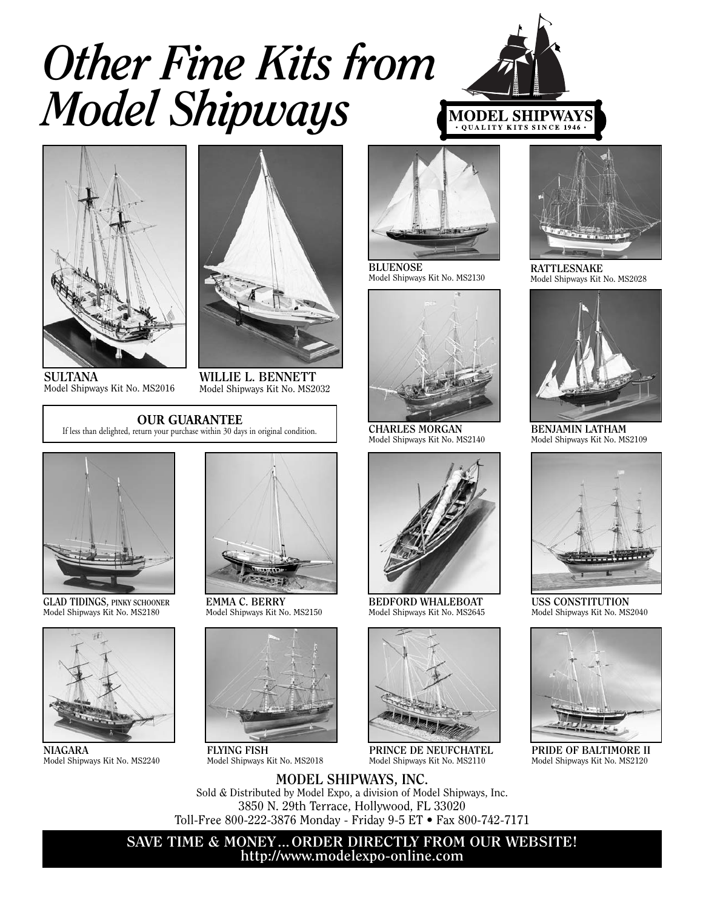# *Other Fine Kits from Model Shipways*

MODEL SHIPWAYS
· QUALITY KITS SINCE 1946 ·

**SULTANA**
Model Shipways Kit No. MS2016

**WILLIE L. BENNETT**
Model Shipways Kit No. MS2032

**BLUENOSE**
Model Shipways Kit No. MS2130

**RATTLESNAKE**
Model Shipways Kit No. MS2028

**OUR GUARANTEE**
If less than delighted, return your purchase within 30 days in original condition.

**CHARLES MORGAN**
Model Shipways Kit No. MS2140

**BENJAMIN LATHAM**
Model Shipways Kit No. MS2109

**GLAD TIDINGS,** PINKY SCHOONER
Model Shipways Kit No. MS2180

**EMMA C. BERRY**
Model Shipways Kit No. MS2150

**BEDFORD WHALEBOAT**
Model Shipways Kit No. MS2645

**USS CONSTITUTION**
Model Shipways Kit No. MS2040

**NIAGARA**
Model Shipways Kit No. MS2240

**FLYING FISH**
Model Shipways Kit No. MS2018

**PRINCE DE NEUFCHATEL**
Model Shipways Kit No. MS2110

**PRIDE OF BALTIMORE II**
Model Shipways Kit No. MS2120

**MODEL SHIPWAYS, INC.**
Sold & Distributed by Model Expo, a division of Model Shipways, Inc.
3850 N. 29th Terrace, Hollywood, FL 33020
Toll-Free 800-222-3876 Monday - Friday 9-5 ET • Fax 800-742-7171

**SAVE TIME & MONEY…ORDER DIRECTLY FROM OUR WEBSITE!**
**http://www.modelexpo-online.com**